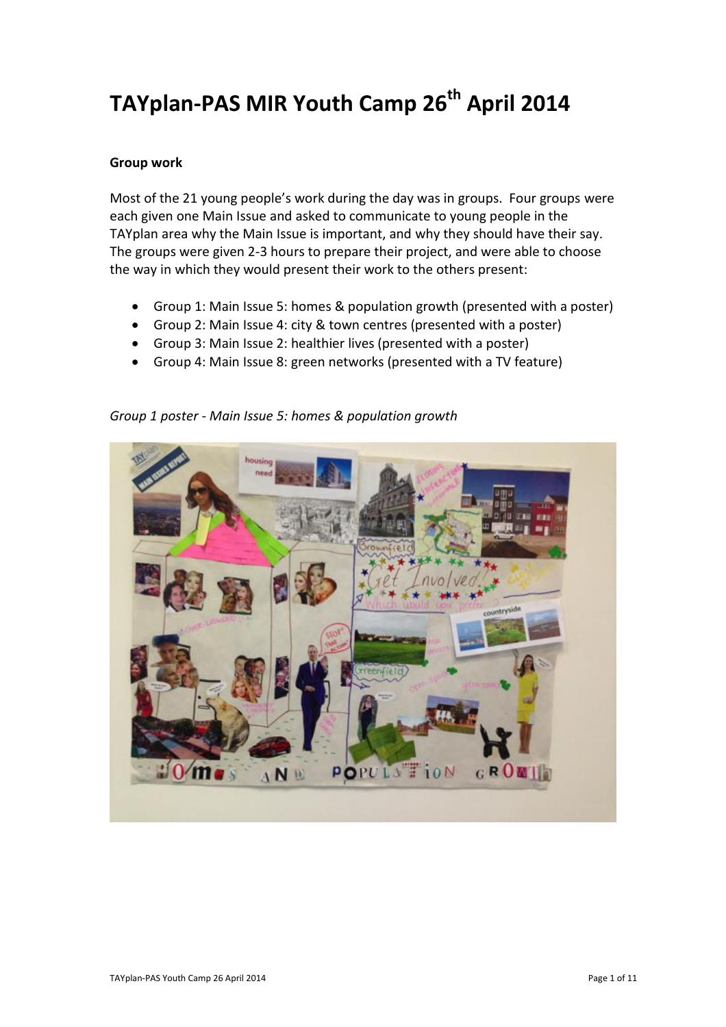# TAYplan-PAS MIR Youth Camp 26th April 2014

**Group work**

Most of the 21 young people's work during the day was in groups. Four groups were each given one Main Issue and asked to communicate to young people in the TAYplan area why the Main Issue is important, and why they should have their say. The groups were given 2-3 hours to prepare their project, and were able to choose the way in which they would present their work to the others present:

- Group 1: Main Issue 5: homes & population growth (presented with a poster)
- Group 2: Main Issue 4: city & town centres (presented with a poster)
- Group 3: Main Issue 2: healthier lives (presented with a poster)
- Group 4: Main Issue 8: green networks (presented with a TV feature)

*Group 1 poster - Main Issue 5: homes & population growth*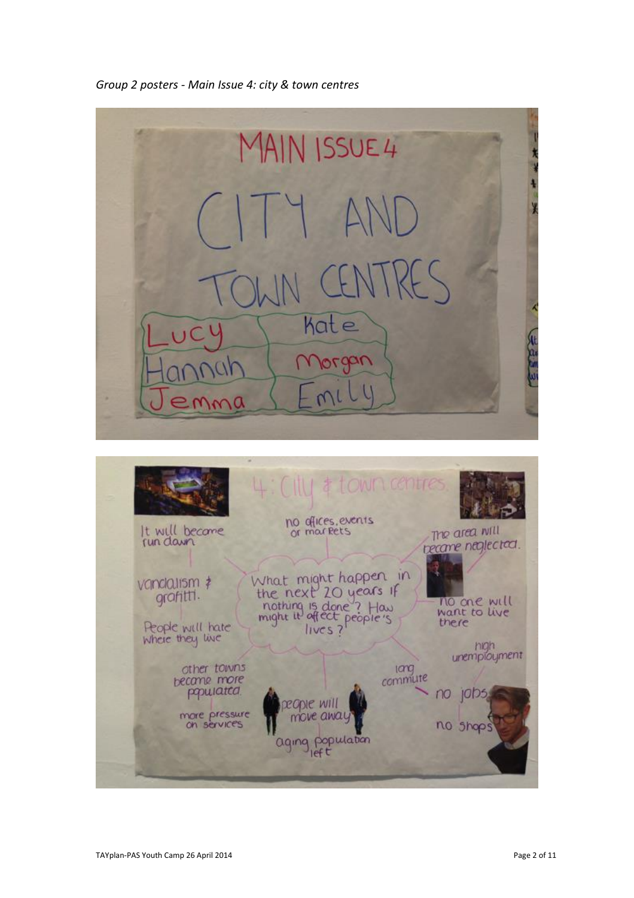*Group 2 posters - Main Issue 4: city & town centres*

MAIN ISSUE 4

CITY AND TOWN CENTRES

| | |
|---|---|
| Lucy | Kate |
| Hannah | Morgan |
| Jemma | Emily |

4: City & town centres

What might happen in the next 20 years if nothing is done? How might it affect people's lives?

- It will become run down
  - vandalism & grafitti.
  - People will hate where they live
- no offices, events or markets
- The area will become neglected.
  - no one will want to live there
- high unemployment
- long commute
  - no jobs
  - no shops
- people will move away
  - aging population left
- other towns become more populated.
  - more pressure on services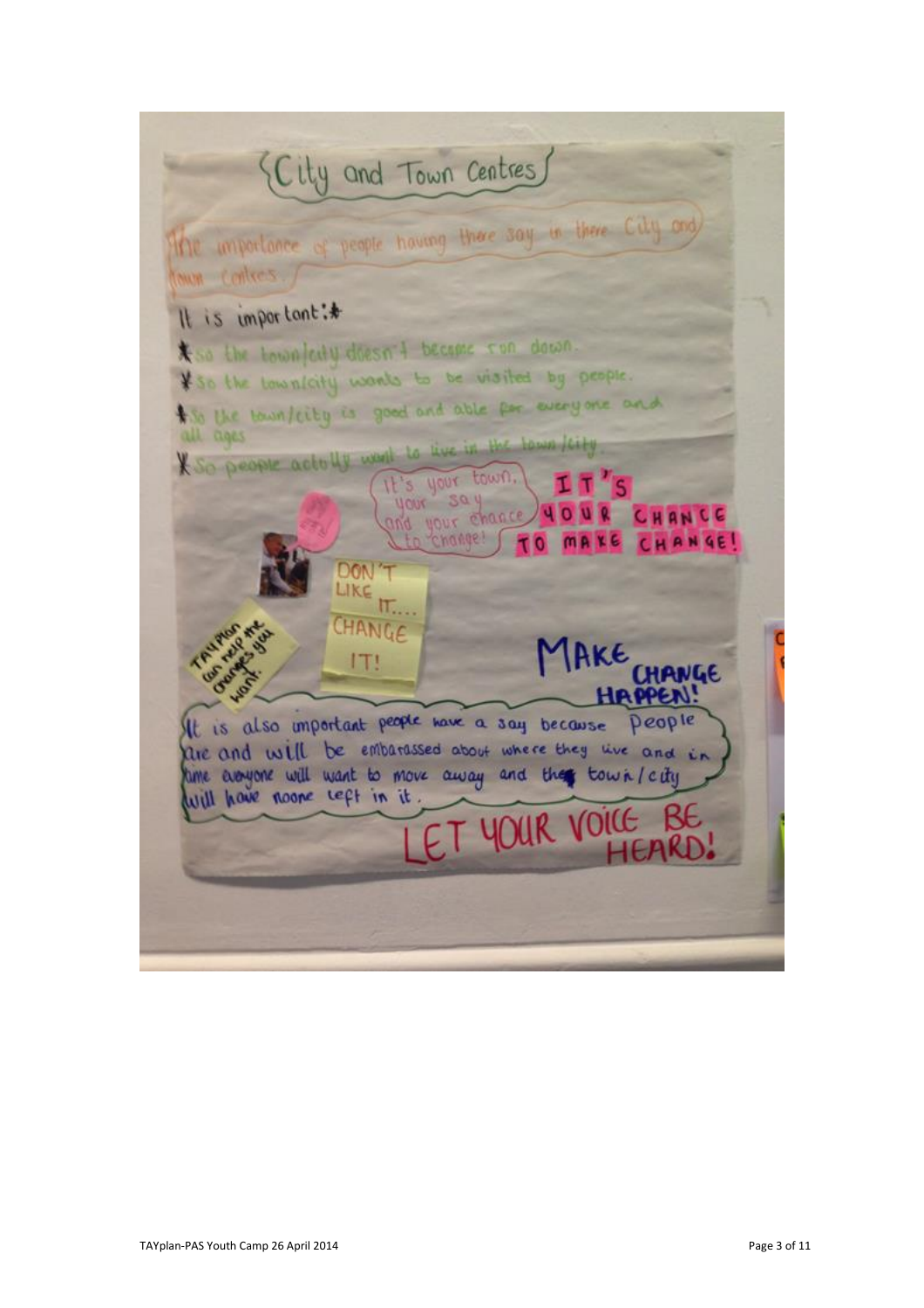# City and Town Centres

The importance of people having there say in there City and town centres

It is important:*

* so the town/city doesn't become run down.
* so the town/city wants to be visited by people.
* so the town/city is good and able for everyone and all ages
* so people actully want to live in the town/city.

It's your town, your say and your chance to change!

IT'S YOUR CHANCE TO MAKE CHANGE!

DON'T LIKE IT... CHANGE IT!

TAYplan can help the changes you want.

MAKE CHANGE HAPPEN!

It is also important people have a say because people are and will be embarassed about where they live and in time everyone will want to move away and the town/city will have noone left in it.

LET YOUR VOICE BE HEARD!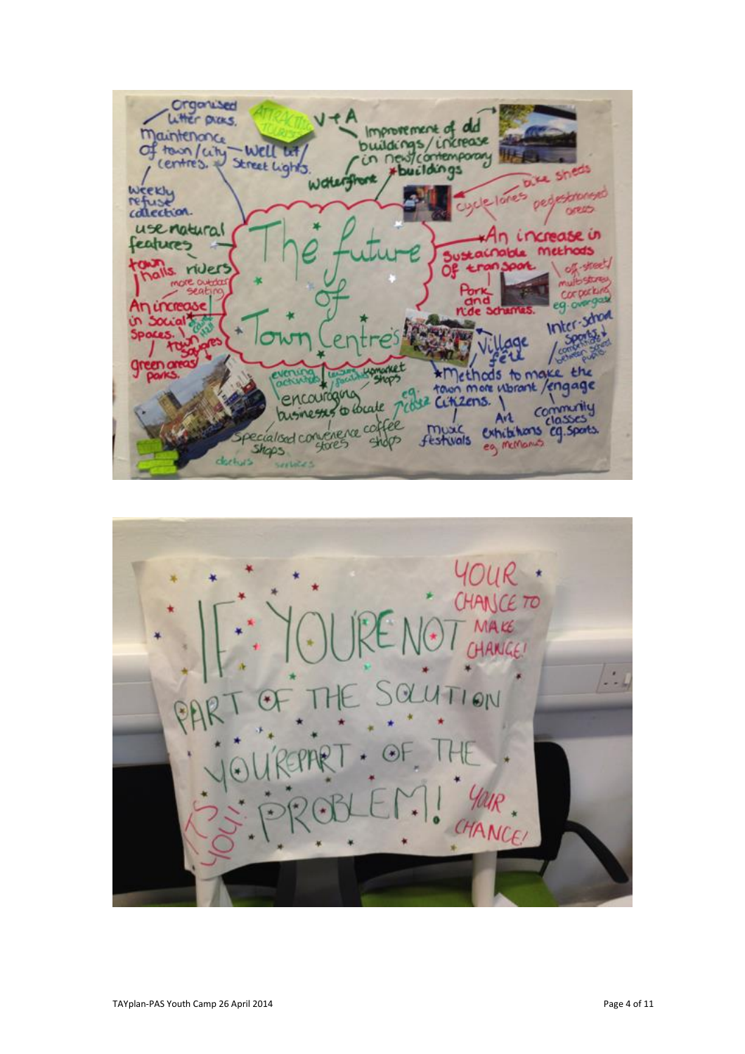# The future of Town Centres

- Organised litter picks
- Maintenance of town/city centres
- Weekly refuse collection
- Well lit/Street lights
- Attracting tourists
- V+A
- Improvement of old buildings/increase in new/contemporary buildings
- Waterfront
- Use natural features
  - town halls
  - rivers
  - more outdoor seating
- An increase in social spaces
  - cafes
  - town squares
- green areas/parks
- An increase in sustainable methods of transport
  - cycle lanes
  - bike sheds
  - pedestrianised areas
  - Park and ride schemes
  - off-street/multistorey car parking eg. overgate
- Village fete
- Inter-school sports/competitions between school pupils
- Methods to make the town more vibrant/engage citizens
  - music festivals
  - Art exhibitions eg. McManus
  - Community classes eg. sports
- encouraging businesses to locate
  - evening activities
  - leisure facilities
  - supermarket shops
  - eg. coffee shops
  - Specialised shops
  - convenience stores
  - doctors
  - services

---

IF YOU'RE NOT PART OF THE SOLUTION YOU'RE PART OF THE PROBLEM!

YOUR CHANCE TO MAKE CHANGE!

IT'S YOU!

YOUR CHANCE!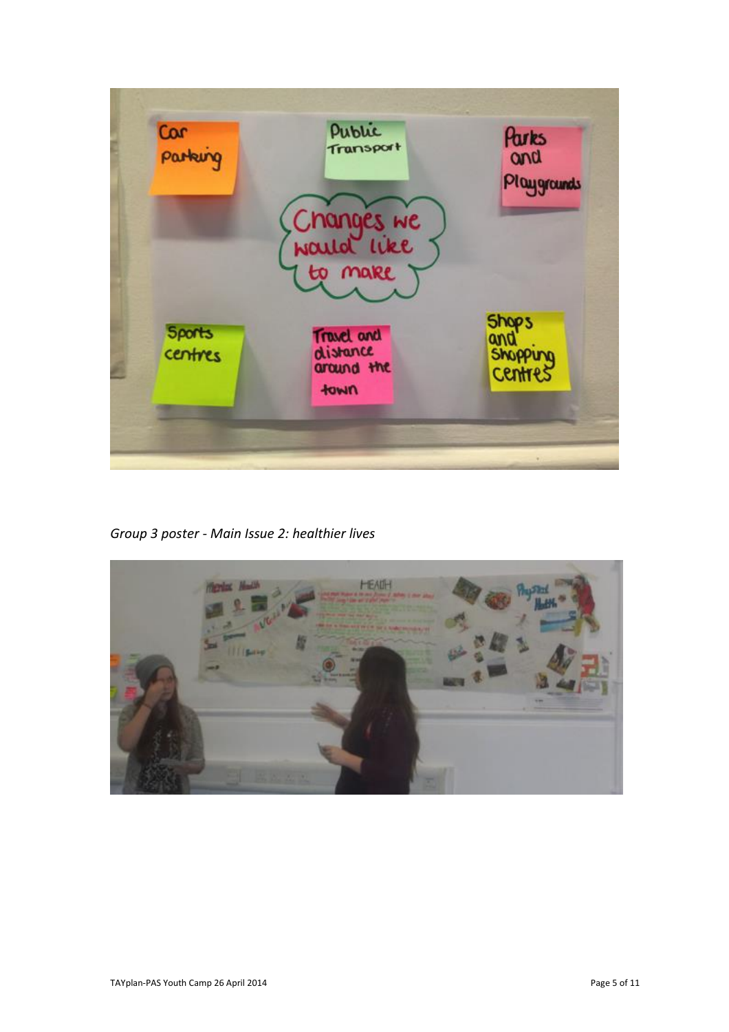*Group 3 poster - Main Issue 2: healthier lives*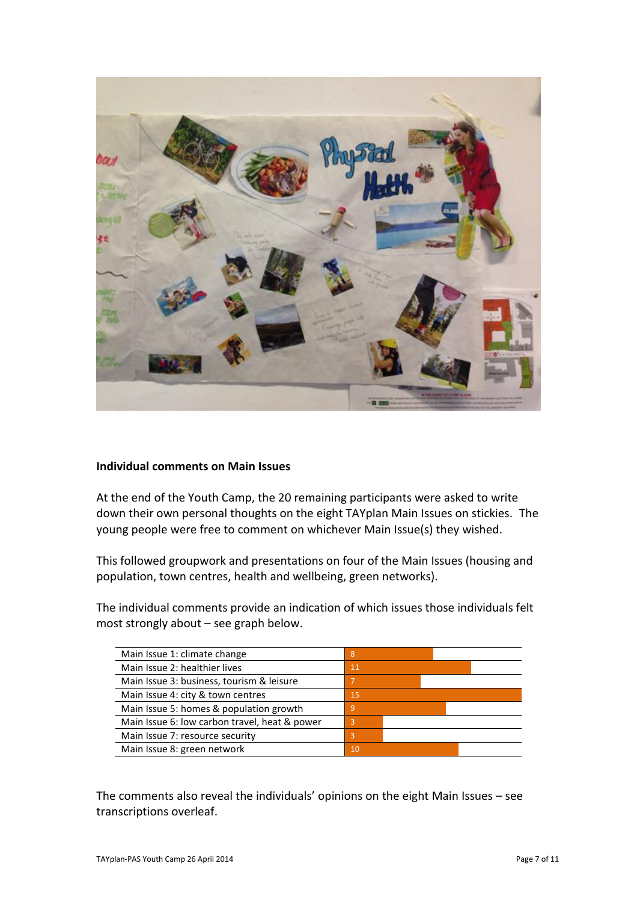## Individual comments on Main Issues

At the end of the Youth Camp, the 20 remaining participants were asked to write down their own personal thoughts on the eight TAYplan Main Issues on stickies. The young people were free to comment on whichever Main Issue(s) they wished.

This followed groupwork and presentations on four of the Main Issues (housing and population, town centres, health and wellbeing, green networks).

The individual comments provide an indication of which issues those individuals felt most strongly about – see graph below.

| Main Issue | Count |
|---|---|
| Main Issue 1: climate change | 8 |
| Main Issue 2: healthier lives | 11 |
| Main Issue 3: business, tourism & leisure | 7 |
| Main Issue 4: city & town centres | 15 |
| Main Issue 5: homes & population growth | 9 |
| Main Issue 6: low carbon travel, heat & power | 3 |
| Main Issue 7: resource security | 3 |
| Main Issue 8: green network | 10 |

The comments also reveal the individuals' opinions on the eight Main Issues – see transcriptions overleaf.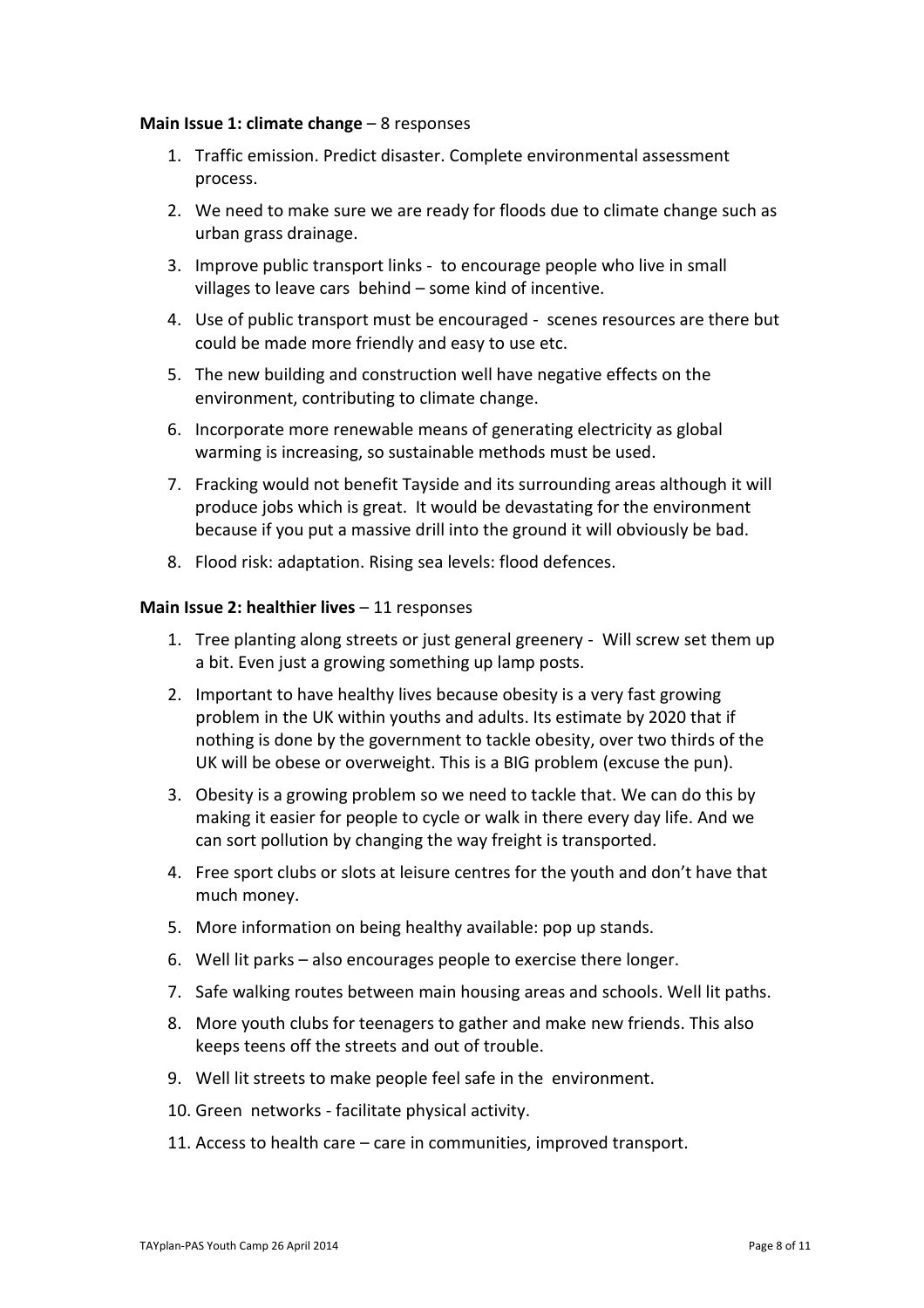**Main Issue 1: climate change** – 8 responses

1. Traffic emission. Predict disaster. Complete environmental assessment process.
2. We need to make sure we are ready for floods due to climate change such as urban grass drainage.
3. Improve public transport links - to encourage people who live in small villages to leave cars behind – some kind of incentive.
4. Use of public transport must be encouraged - scenes resources are there but could be made more friendly and easy to use etc.
5. The new building and construction well have negative effects on the environment, contributing to climate change.
6. Incorporate more renewable means of generating electricity as global warming is increasing, so sustainable methods must be used.
7. Fracking would not benefit Tayside and its surrounding areas although it will produce jobs which is great. It would be devastating for the environment because if you put a massive drill into the ground it will obviously be bad.
8. Flood risk: adaptation. Rising sea levels: flood defences.

**Main Issue 2: healthier lives** – 11 responses

1. Tree planting along streets or just general greenery - Will screw set them up a bit. Even just a growing something up lamp posts.
2. Important to have healthy lives because obesity is a very fast growing problem in the UK within youths and adults. Its estimate by 2020 that if nothing is done by the government to tackle obesity, over two thirds of the UK will be obese or overweight. This is a BIG problem (excuse the pun).
3. Obesity is a growing problem so we need to tackle that. We can do this by making it easier for people to cycle or walk in there every day life. And we can sort pollution by changing the way freight is transported.
4. Free sport clubs or slots at leisure centres for the youth and don't have that much money.
5. More information on being healthy available: pop up stands.
6. Well lit parks – also encourages people to exercise there longer.
7. Safe walking routes between main housing areas and schools. Well lit paths.
8. More youth clubs for teenagers to gather and make new friends. This also keeps teens off the streets and out of trouble.
9. Well lit streets to make people feel safe in the environment.
10. Green networks - facilitate physical activity.
11. Access to health care – care in communities, improved transport.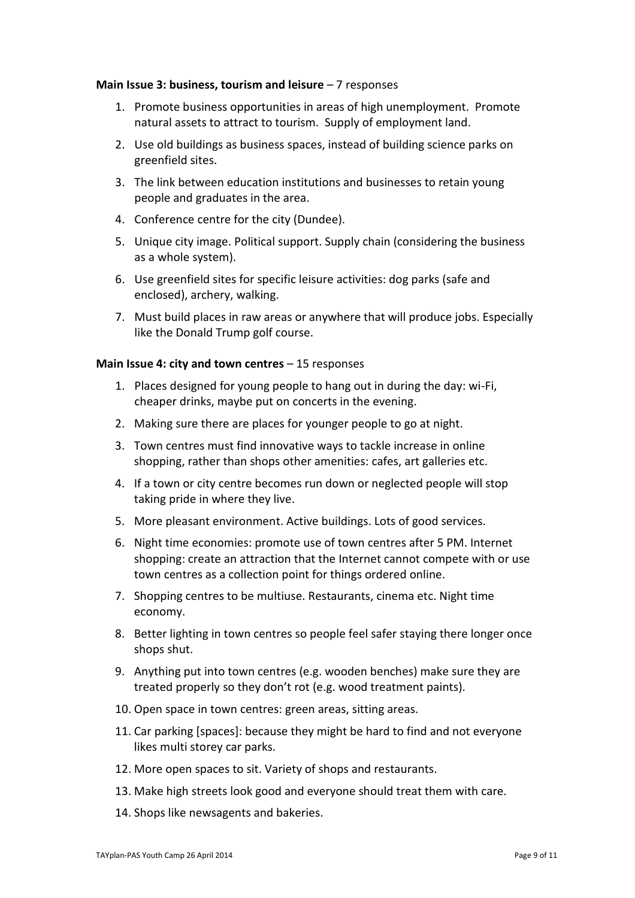**Main Issue 3: business, tourism and leisure** – 7 responses

1. Promote business opportunities in areas of high unemployment. Promote natural assets to attract to tourism. Supply of employment land.
2. Use old buildings as business spaces, instead of building science parks on greenfield sites.
3. The link between education institutions and businesses to retain young people and graduates in the area.
4. Conference centre for the city (Dundee).
5. Unique city image. Political support. Supply chain (considering the business as a whole system).
6. Use greenfield sites for specific leisure activities: dog parks (safe and enclosed), archery, walking.
7. Must build places in raw areas or anywhere that will produce jobs. Especially like the Donald Trump golf course.

**Main Issue 4: city and town centres** – 15 responses

1. Places designed for young people to hang out in during the day: wi-Fi, cheaper drinks, maybe put on concerts in the evening.
2. Making sure there are places for younger people to go at night.
3. Town centres must find innovative ways to tackle increase in online shopping, rather than shops other amenities: cafes, art galleries etc.
4. If a town or city centre becomes run down or neglected people will stop taking pride in where they live.
5. More pleasant environment. Active buildings. Lots of good services.
6. Night time economies: promote use of town centres after 5 PM. Internet shopping: create an attraction that the Internet cannot compete with or use town centres as a collection point for things ordered online.
7. Shopping centres to be multiuse. Restaurants, cinema etc. Night time economy.
8. Better lighting in town centres so people feel safer staying there longer once shops shut.
9. Anything put into town centres (e.g. wooden benches) make sure they are treated properly so they don't rot (e.g. wood treatment paints).
10. Open space in town centres: green areas, sitting areas.
11. Car parking [spaces]: because they might be hard to find and not everyone likes multi storey car parks.
12. More open spaces to sit. Variety of shops and restaurants.
13. Make high streets look good and everyone should treat them with care.
14. Shops like newsagents and bakeries.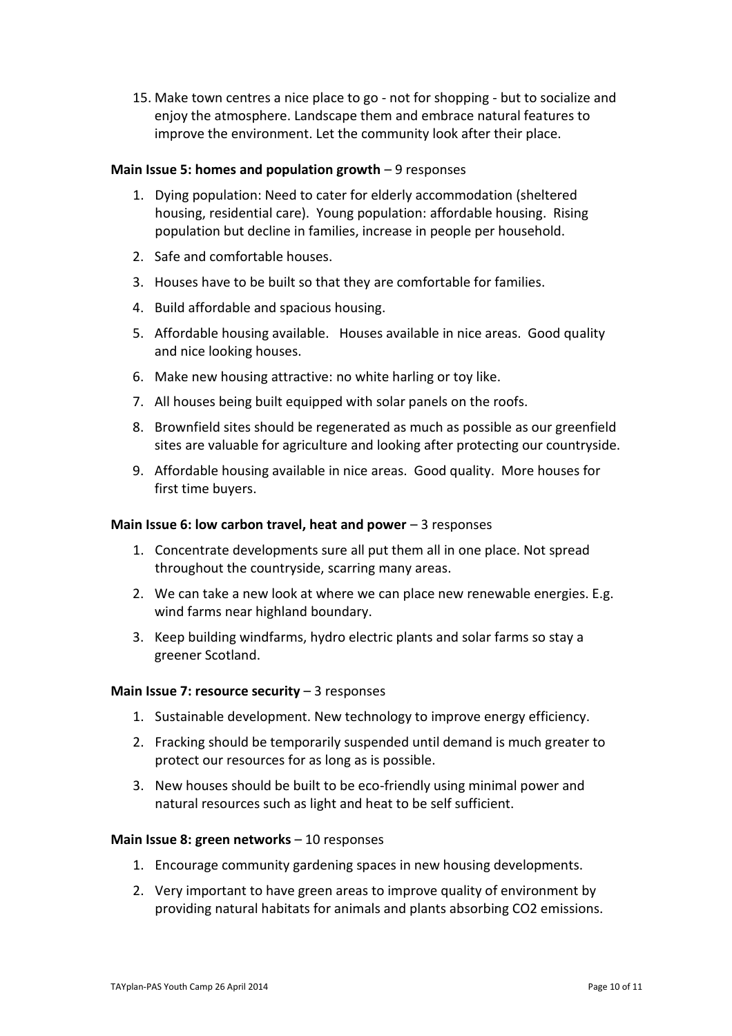15. Make town centres a nice place to go - not for shopping - but to socialize and enjoy the atmosphere. Landscape them and embrace natural features to improve the environment. Let the community look after their place.

**Main Issue 5: homes and population growth** – 9 responses

1. Dying population: Need to cater for elderly accommodation (sheltered housing, residential care). Young population: affordable housing. Rising population but decline in families, increase in people per household.
2. Safe and comfortable houses.
3. Houses have to be built so that they are comfortable for families.
4. Build affordable and spacious housing.
5. Affordable housing available. Houses available in nice areas. Good quality and nice looking houses.
6. Make new housing attractive: no white harling or toy like.
7. All houses being built equipped with solar panels on the roofs.
8. Brownfield sites should be regenerated as much as possible as our greenfield sites are valuable for agriculture and looking after protecting our countryside.
9. Affordable housing available in nice areas. Good quality. More houses for first time buyers.

**Main Issue 6: low carbon travel, heat and power** – 3 responses

1. Concentrate developments sure all put them all in one place. Not spread throughout the countryside, scarring many areas.
2. We can take a new look at where we can place new renewable energies. E.g. wind farms near highland boundary.
3. Keep building windfarms, hydro electric plants and solar farms so stay a greener Scotland.

**Main Issue 7: resource security** – 3 responses

1. Sustainable development. New technology to improve energy efficiency.
2. Fracking should be temporarily suspended until demand is much greater to protect our resources for as long as is possible.
3. New houses should be built to be eco-friendly using minimal power and natural resources such as light and heat to be self sufficient.

**Main Issue 8: green networks** – 10 responses

1. Encourage community gardening spaces in new housing developments.
2. Very important to have green areas to improve quality of environment by providing natural habitats for animals and plants absorbing $CO_2$ emissions.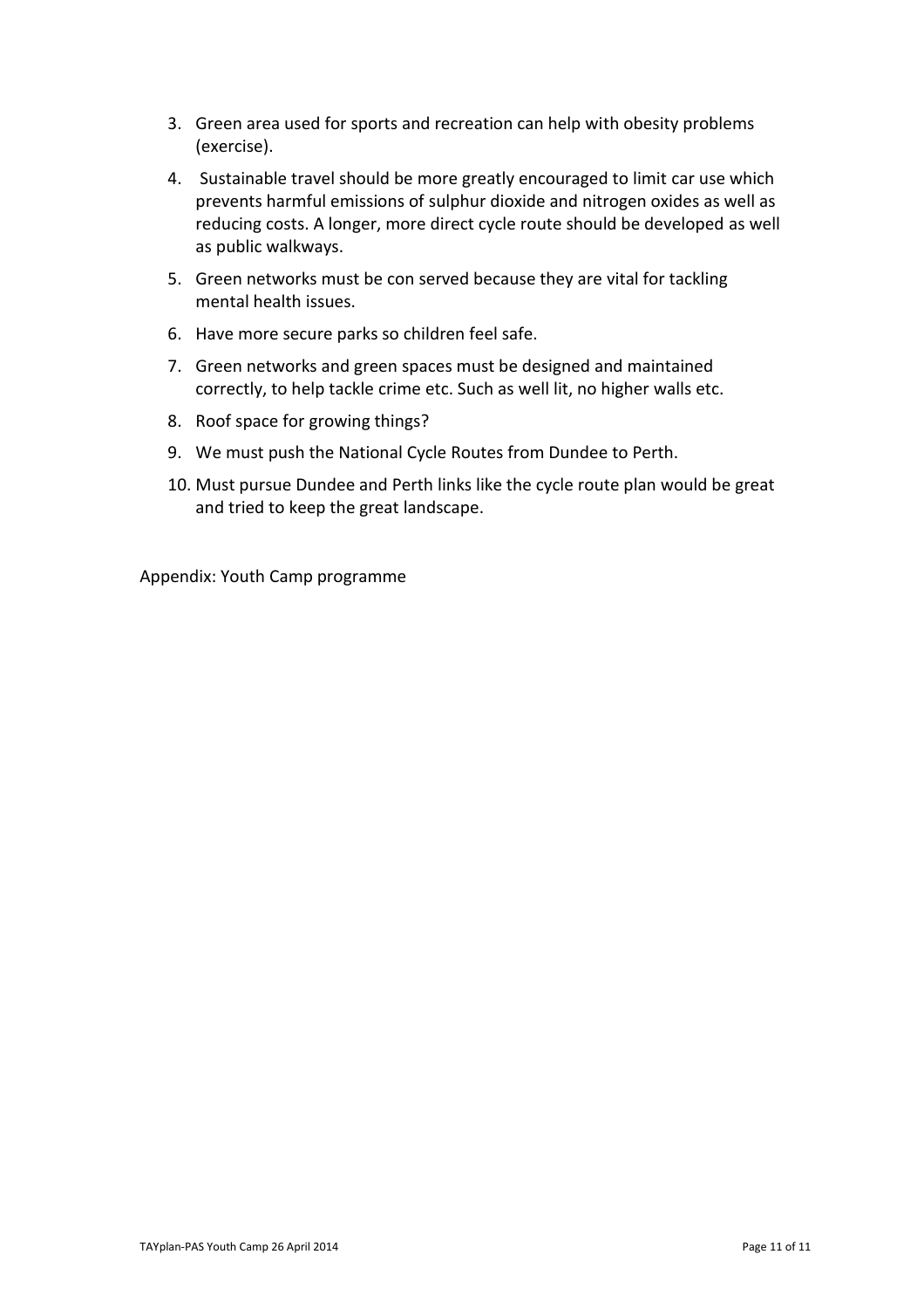3. Green area used for sports and recreation can help with obesity problems (exercise).
4. Sustainable travel should be more greatly encouraged to limit car use which prevents harmful emissions of sulphur dioxide and nitrogen oxides as well as reducing costs. A longer, more direct cycle route should be developed as well as public walkways.
5. Green networks must be con served because they are vital for tackling mental health issues.
6. Have more secure parks so children feel safe.
7. Green networks and green spaces must be designed and maintained correctly, to help tackle crime etc. Such as well lit, no higher walls etc.
8. Roof space for growing things?
9. We must push the National Cycle Routes from Dundee to Perth.
10. Must pursue Dundee and Perth links like the cycle route plan would be great and tried to keep the great landscape.

Appendix: Youth Camp programme